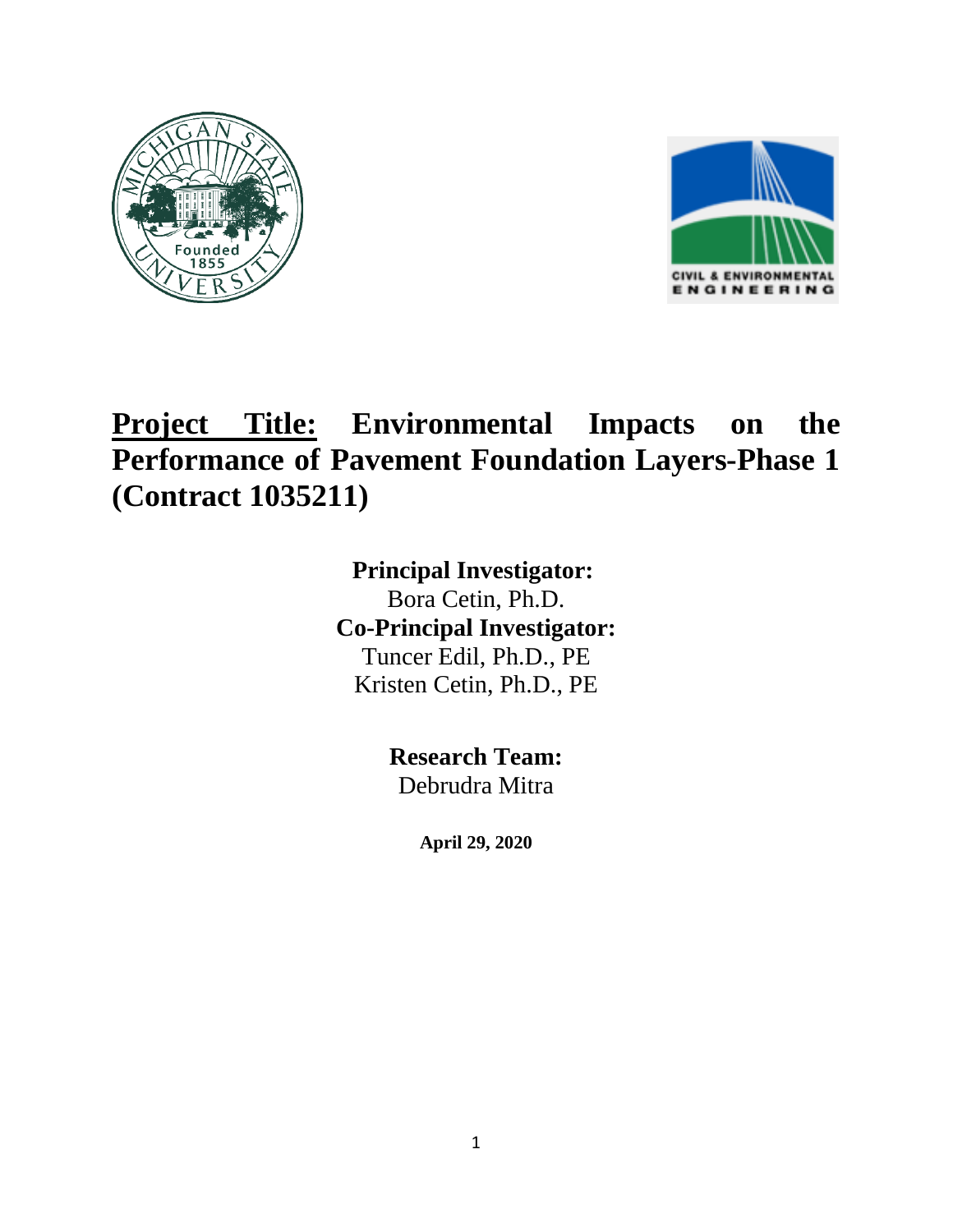# **Project Title:** Environmental Impacts on the Performance of Pavement Foundation Layers-Phase 1 (Contract 1035211)

**Principal Investigator:**
Bora Cetin, Ph.D.
**Co-Principal Investigator:**
Tuncer Edil, Ph.D., PE
Kristen Cetin, Ph.D., PE

**Research Team:**
Debrudra Mitra

**April 29, 2020**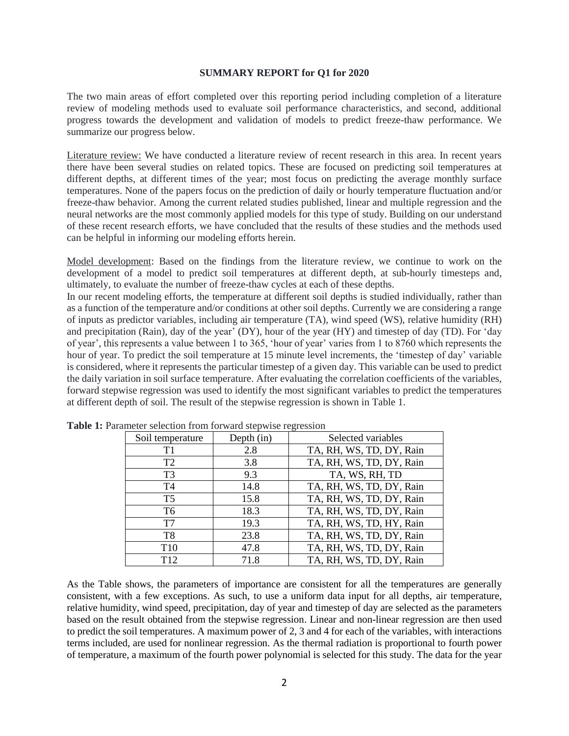**SUMMARY REPORT for Q1 for 2020**

The two main areas of effort completed over this reporting period including completion of a literature review of modeling methods used to evaluate soil performance characteristics, and second, additional progress towards the development and validation of models to predict freeze-thaw performance. We summarize our progress below.

Literature review: We have conducted a literature review of recent research in this area. In recent years there have been several studies on related topics. These are focused on predicting soil temperatures at different depths, at different times of the year; most focus on predicting the average monthly surface temperatures. None of the papers focus on the prediction of daily or hourly temperature fluctuation and/or freeze-thaw behavior. Among the current related studies published, linear and multiple regression and the neural networks are the most commonly applied models for this type of study. Building on our understand of these recent research efforts, we have concluded that the results of these studies and the methods used can be helpful in informing our modeling efforts herein.

Model development: Based on the findings from the literature review, we continue to work on the development of a model to predict soil temperatures at different depth, at sub-hourly timesteps and, ultimately, to evaluate the number of freeze-thaw cycles at each of these depths.

In our recent modeling efforts, the temperature at different soil depths is studied individually, rather than as a function of the temperature and/or conditions at other soil depths. Currently we are considering a range of inputs as predictor variables, including air temperature (TA), wind speed (WS), relative humidity (RH) and precipitation (Rain), day of the year' (DY), hour of the year (HY) and timestep of day (TD). For 'day of year', this represents a value between 1 to 365, 'hour of year' varies from 1 to 8760 which represents the hour of year. To predict the soil temperature at 15 minute level increments, the 'timestep of day' variable is considered, where it represents the particular timestep of a given day. This variable can be used to predict the daily variation in soil surface temperature. After evaluating the correlation coefficients of the variables, forward stepwise regression was used to identify the most significant variables to predict the temperatures at different depth of soil. The result of the stepwise regression is shown in Table 1.

**Table 1:** Parameter selection from forward stepwise regression

| Soil temperature | Depth (in) | Selected variables |
|---|---|---|
| T1 | 2.8 | TA, RH, WS, TD, DY, Rain |
| T2 | 3.8 | TA, RH, WS, TD, DY, Rain |
| T3 | 9.3 | TA, WS, RH, TD |
| T4 | 14.8 | TA, RH, WS, TD, DY, Rain |
| T5 | 15.8 | TA, RH, WS, TD, DY, Rain |
| T6 | 18.3 | TA, RH, WS, TD, DY, Rain |
| T7 | 19.3 | TA, RH, WS, TD, HY, Rain |
| T8 | 23.8 | TA, RH, WS, TD, DY, Rain |
| T10 | 47.8 | TA, RH, WS, TD, DY, Rain |
| T12 | 71.8 | TA, RH, WS, TD, DY, Rain |

As the Table shows, the parameters of importance are consistent for all the temperatures are generally consistent, with a few exceptions. As such, to use a uniform data input for all depths, air temperature, relative humidity, wind speed, precipitation, day of year and timestep of day are selected as the parameters based on the result obtained from the stepwise regression. Linear and non-linear regression are then used to predict the soil temperatures. A maximum power of 2, 3 and 4 for each of the variables, with interactions terms included, are used for nonlinear regression. As the thermal radiation is proportional to fourth power of temperature, a maximum of the fourth power polynomial is selected for this study. The data for the year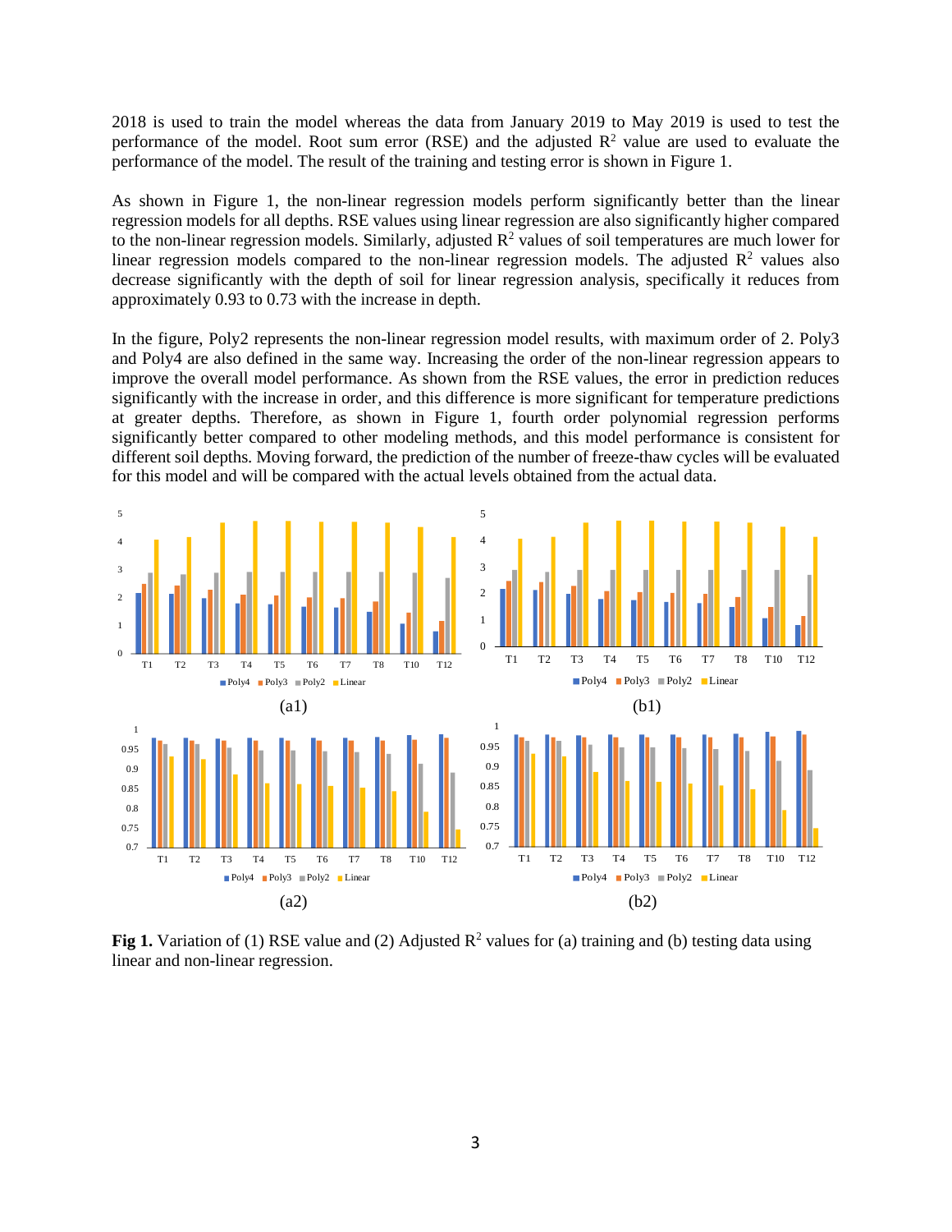2018 is used to train the model whereas the data from January 2019 to May 2019 is used to test the performance of the model. Root sum error (RSE) and the adjusted $R^2$ value are used to evaluate the performance of the model. The result of the training and testing error is shown in Figure 1.

As shown in Figure 1, the non-linear regression models perform significantly better than the linear regression models for all depths. RSE values using linear regression are also significantly higher compared to the non-linear regression models. Similarly, adjusted $R^2$ values of soil temperatures are much lower for linear regression models compared to the non-linear regression models. The adjusted $R^2$ values also decrease significantly with the depth of soil for linear regression analysis, specifically it reduces from approximately 0.93 to 0.73 with the increase in depth.

In the figure, Poly2 represents the non-linear regression model results, with maximum order of 2. Poly3 and Poly4 are also defined in the same way. Increasing the order of the non-linear regression appears to improve the overall model performance. As shown from the RSE values, the error in prediction reduces significantly with the increase in order, and this difference is more significant for temperature predictions at greater depths. Therefore, as shown in Figure 1, fourth order polynomial regression performs significantly better compared to other modeling methods, and this model performance is consistent for different soil depths. Moving forward, the prediction of the number of freeze-thaw cycles will be evaluated for this model and will be compared with the actual levels obtained from the actual data.

5
4
3
2
1
0
T1 T2 T3 T4 T5 T6 T7 T8 T10 T12
Poly4 Poly3 Poly2 Linear

(a1)

5
4
3
2
1
0
T1 T2 T3 T4 T5 T6 T7 T8 T10 T12
Poly4 Poly3 Poly2 Linear

(b1)

1
0.95
0.9
0.85
0.8
0.75
0.7
T1 T2 T3 T4 T5 T6 T7 T8 T10 T12
Poly4 Poly3 Poly2 Linear

(a2)

1
0.95
0.9
0.85
0.8
0.75
0.7
T1 T2 T3 T4 T5 T6 T7 T8 T10 T12
Poly4 Poly3 Poly2 Linear

(b2)

**Fig 1.** Variation of (1) RSE value and (2) Adjusted $R^2$ values for (a) training and (b) testing data using linear and non-linear regression.